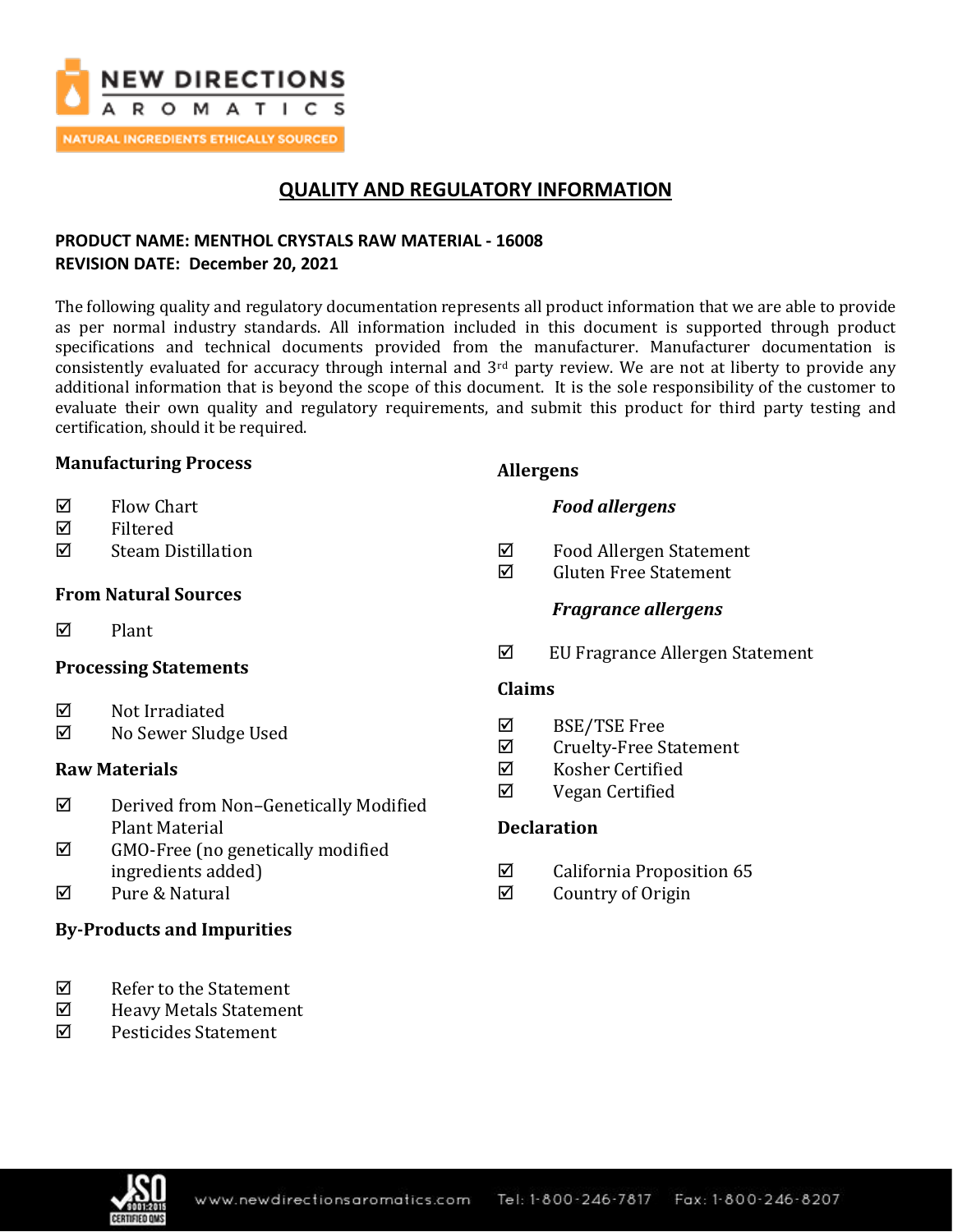# QUALITY AND REGULATORY INFORMATION

**PRODUCT NAME: MENTHOL CRYSTALS RAW MATERIAL - 16008**
**REVISION DATE: December 20, 2021**

The following quality and regulatory documentation represents all product information that we are able to provide as per normal industry standards. All information included in this document is supported through product specifications and technical documents provided from the manufacturer. Manufacturer documentation is consistently evaluated for accuracy through internal and 3rd party review. We are not at liberty to provide any additional information that is beyond the scope of this document. It is the sole responsibility of the customer to evaluate their own quality and regulatory requirements, and submit this product for third party testing and certification, should it be required.

### Manufacturing Process

- ☑ Flow Chart
- ☑ Filtered
- ☑ Steam Distillation

### From Natural Sources

- ☑ Plant

### Processing Statements

- ☑ Not Irradiated
- ☑ No Sewer Sludge Used

### Raw Materials

- ☑ Derived from Non–Genetically Modified Plant Material
- ☑ GMO-Free (no genetically modified ingredients added)
- ☑ Pure & Natural

### By-Products and Impurities

- ☑ Refer to the Statement
- ☑ Heavy Metals Statement
- ☑ Pesticides Statement

### Allergens

***Food allergens***

- ☑ Food Allergen Statement
- ☑ Gluten Free Statement

***Fragrance allergens***

- ☑ EU Fragrance Allergen Statement

### Claims

- ☑ BSE/TSE Free
- ☑ Cruelty-Free Statement
- ☑ Kosher Certified
- ☑ Vegan Certified

### Declaration

- ☑ California Proposition 65
- ☑ Country of Origin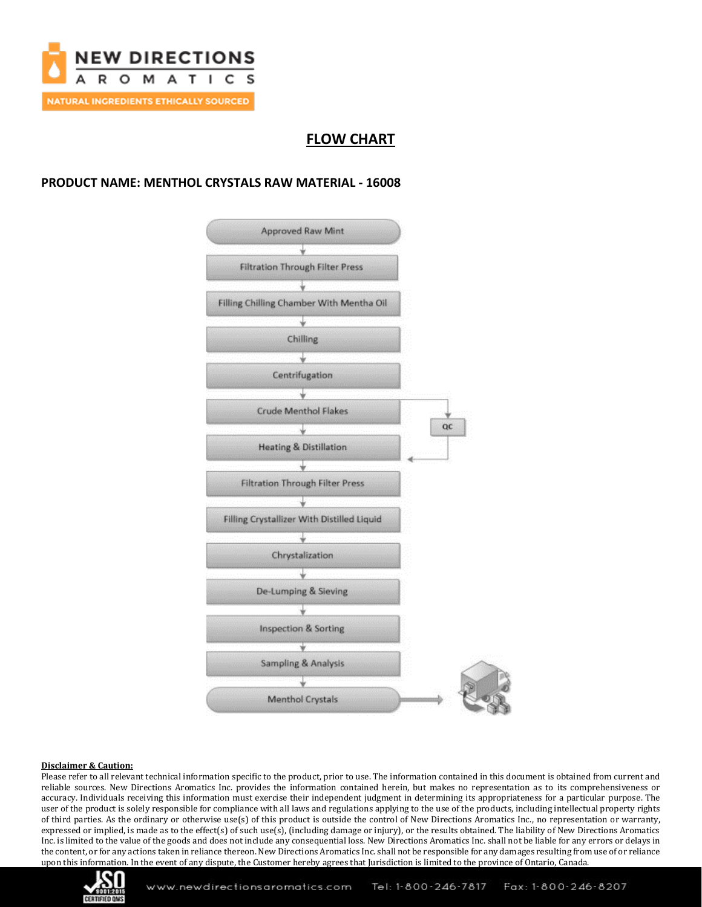## FLOW CHART

**PRODUCT NAME: MENTHOL CRYSTALS RAW MATERIAL - 16008**

Approved Raw Mint
↓
Filtration Through Filter Press
↓
Filling Chilling Chamber With Mentha Oil
↓
Chilling
↓
Centrifugation
↓
Crude Menthol Flakes → QC
↓
Heating & Distillation
↓
Filtration Through Filter Press
↓
Filling Crystallizer With Distilled Liquid
↓
Chrystalization
↓
De-Lumping & Sieving
↓
Inspection & Sorting
↓
Sampling & Analysis
↓
Menthol Crystals

**Disclaimer & Caution:**

Please refer to all relevant technical information specific to the product, prior to use. The information contained in this document is obtained from current and reliable sources. New Directions Aromatics Inc. provides the information contained herein, but makes no representation as to its comprehensiveness or accuracy. Individuals receiving this information must exercise their independent judgment in determining its appropriateness for a particular purpose. The user of the product is solely responsible for compliance with all laws and regulations applying to the use of the products, including intellectual property rights of third parties. As the ordinary or otherwise use(s) of this product is outside the control of New Directions Aromatics Inc., no representation or warranty, expressed or implied, is made as to the effect(s) of such use(s), (including damage or injury), or the results obtained. The liability of New Directions Aromatics Inc. is limited to the value of the goods and does not include any consequential loss. New Directions Aromatics Inc. shall not be liable for any errors or delays in the content, or for any actions taken in reliance thereon. New Directions Aromatics Inc. shall not be responsible for any damages resulting from use of or reliance upon this information. In the event of any dispute, the Customer hereby agrees that Jurisdiction is limited to the province of Ontario, Canada.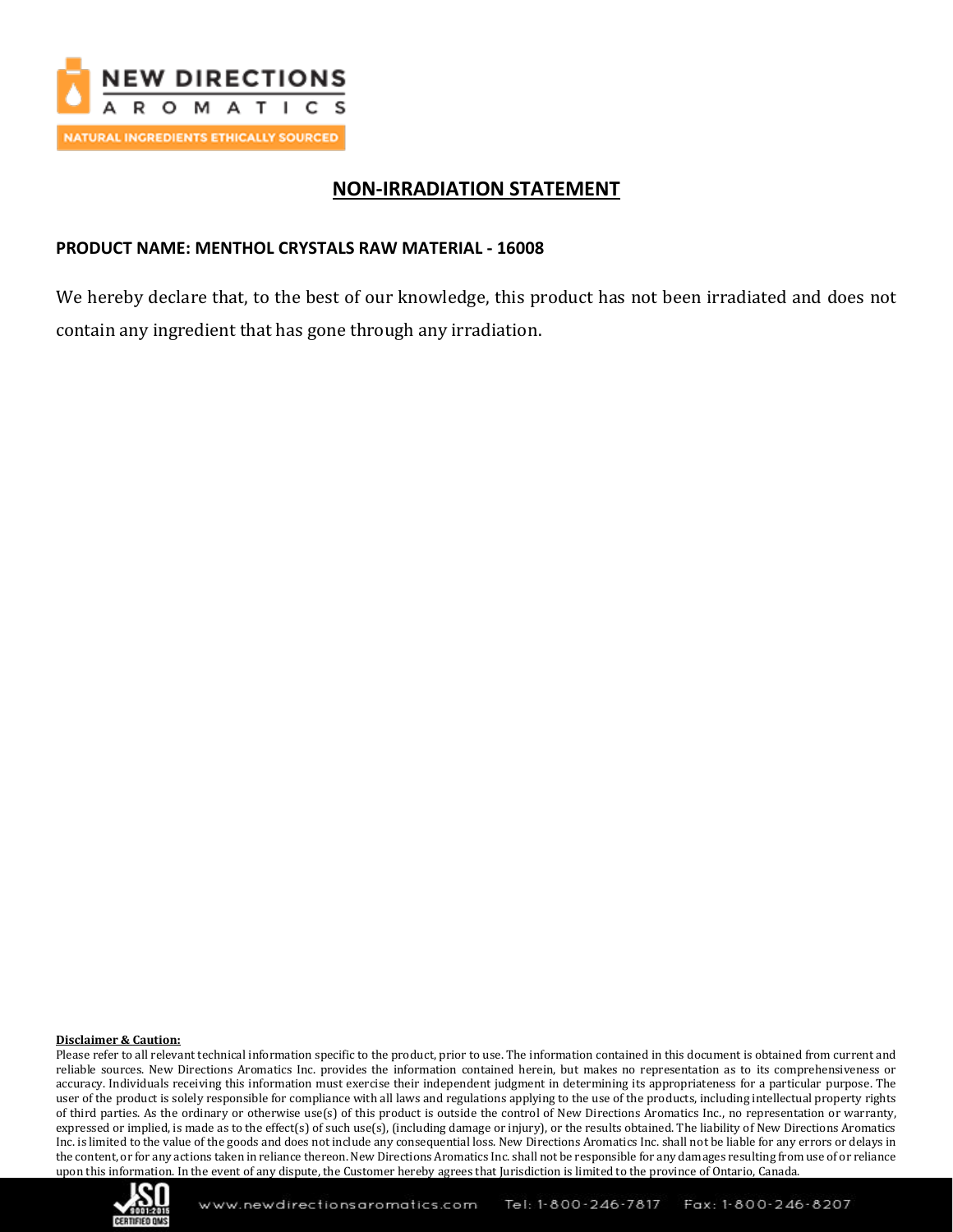# NON-IRRADIATION STATEMENT

**PRODUCT NAME: MENTHOL CRYSTALS RAW MATERIAL - 16008**

We hereby declare that, to the best of our knowledge, this product has not been irradiated and does not contain any ingredient that has gone through any irradiation.

**Disclaimer & Caution:**

Please refer to all relevant technical information specific to the product, prior to use. The information contained in this document is obtained from current and reliable sources. New Directions Aromatics Inc. provides the information contained herein, but makes no representation as to its comprehensiveness or accuracy. Individuals receiving this information must exercise their independent judgment in determining its appropriateness for a particular purpose. The user of the product is solely responsible for compliance with all laws and regulations applying to the use of the products, including intellectual property rights of third parties. As the ordinary or otherwise use(s) of this product is outside the control of New Directions Aromatics Inc., no representation or warranty, expressed or implied, is made as to the effect(s) of such use(s), (including damage or injury), or the results obtained. The liability of New Directions Aromatics Inc. is limited to the value of the goods and does not include any consequential loss. New Directions Aromatics Inc. shall not be liable for any errors or delays in the content, or for any actions taken in reliance thereon. New Directions Aromatics Inc. shall not be responsible for any damages resulting from use of or reliance upon this information. In the event of any dispute, the Customer hereby agrees that Jurisdiction is limited to the province of Ontario, Canada.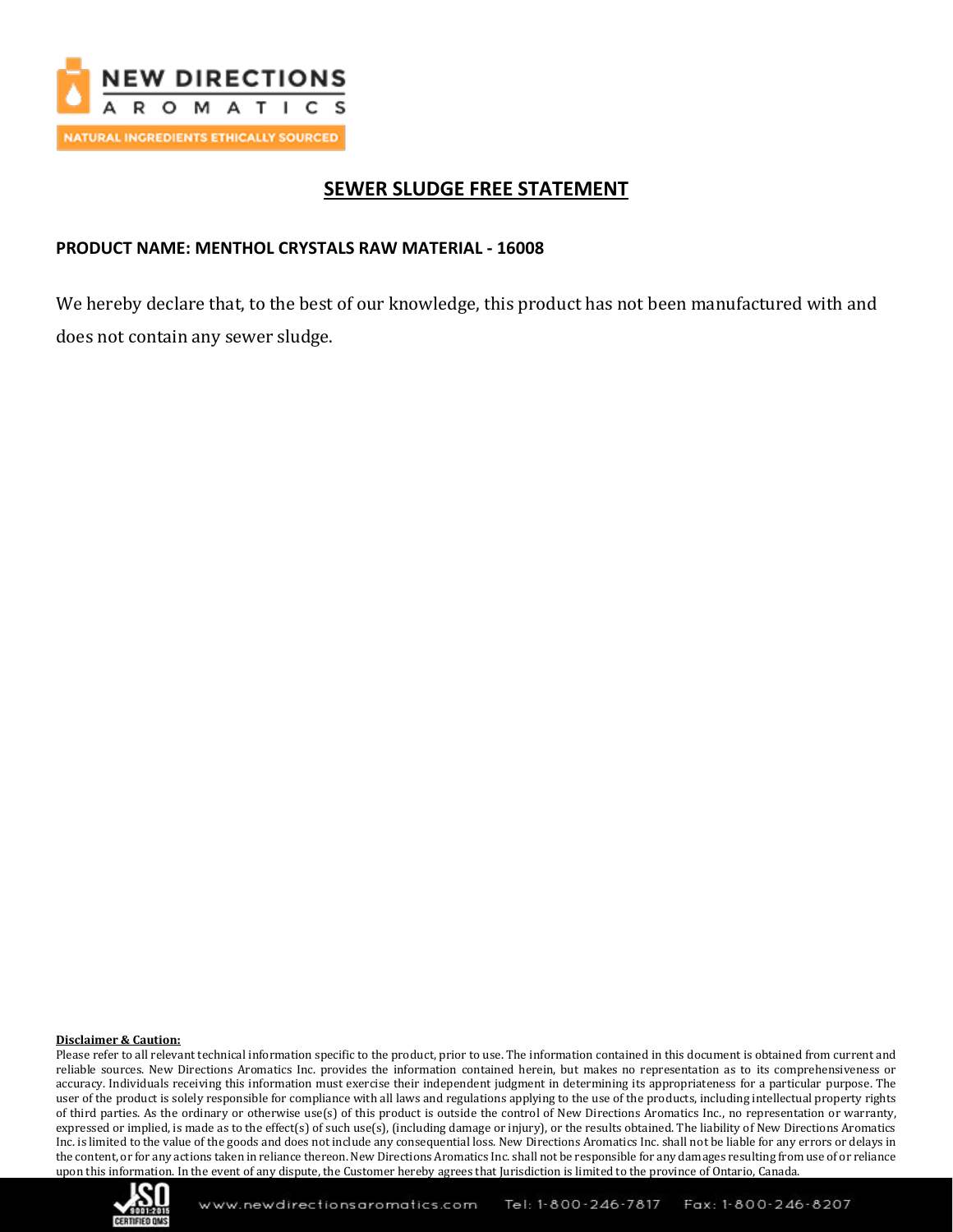## SEWER SLUDGE FREE STATEMENT

**PRODUCT NAME: MENTHOL CRYSTALS RAW MATERIAL - 16008**

We hereby declare that, to the best of our knowledge, this product has not been manufactured with and does not contain any sewer sludge.

**Disclaimer & Caution:**

Please refer to all relevant technical information specific to the product, prior to use. The information contained in this document is obtained from current and reliable sources. New Directions Aromatics Inc. provides the information contained herein, but makes no representation as to its comprehensiveness or accuracy. Individuals receiving this information must exercise their independent judgment in determining its appropriateness for a particular purpose. The user of the product is solely responsible for compliance with all laws and regulations applying to the use of the products, including intellectual property rights of third parties. As the ordinary or otherwise use(s) of this product is outside the control of New Directions Aromatics Inc., no representation or warranty, expressed or implied, is made as to the effect(s) of such use(s), (including damage or injury), or the results obtained. The liability of New Directions Aromatics Inc. is limited to the value of the goods and does not include any consequential loss. New Directions Aromatics Inc. shall not be liable for any errors or delays in the content, or for any actions taken in reliance thereon. New Directions Aromatics Inc. shall not be responsible for any damages resulting from use of or reliance upon this information. In the event of any dispute, the Customer hereby agrees that Jurisdiction is limited to the province of Ontario, Canada.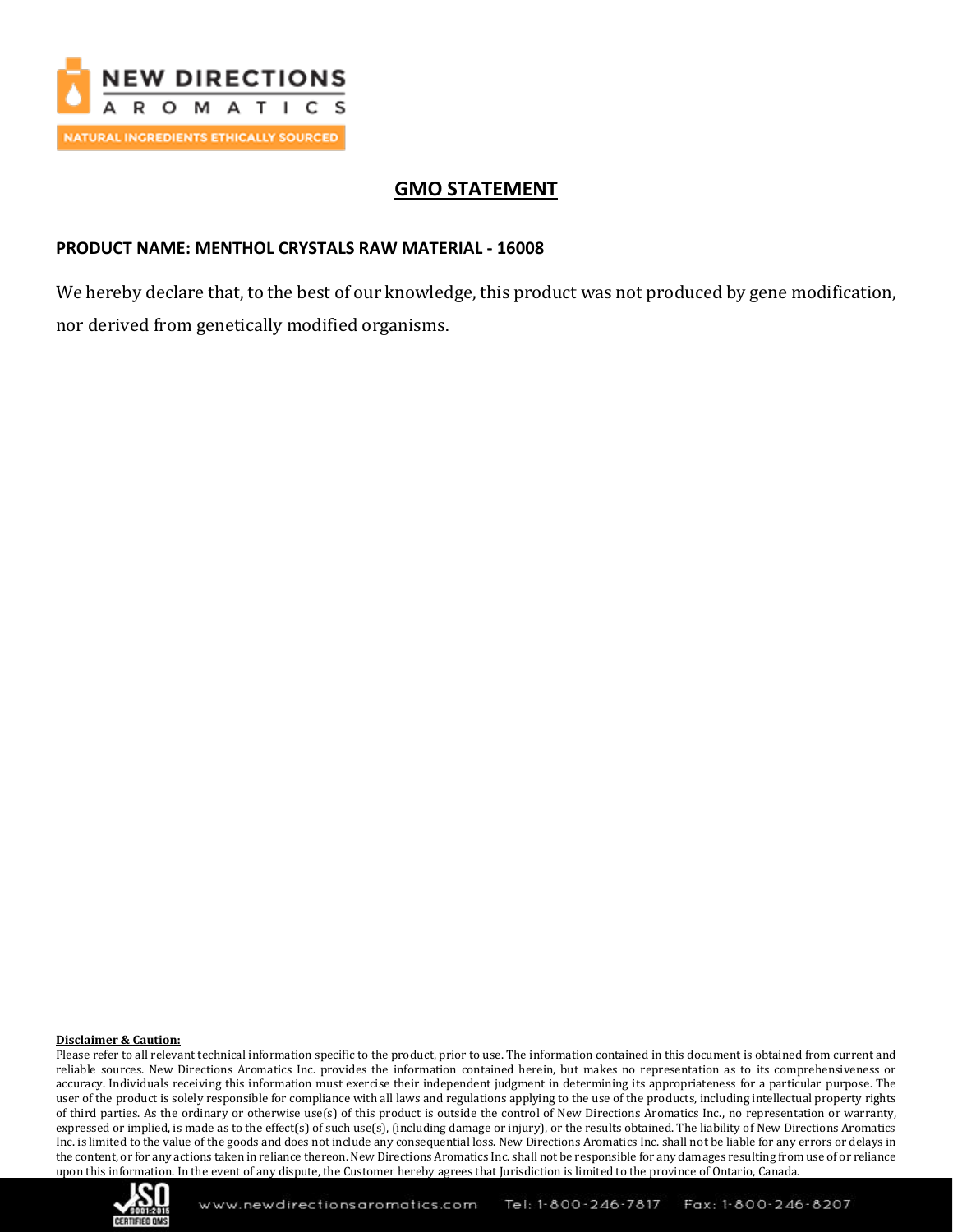# GMO STATEMENT

**PRODUCT NAME: MENTHOL CRYSTALS RAW MATERIAL - 16008**

We hereby declare that, to the best of our knowledge, this product was not produced by gene modification, nor derived from genetically modified organisms.

**Disclaimer & Caution:**

Please refer to all relevant technical information specific to the product, prior to use. The information contained in this document is obtained from current and reliable sources. New Directions Aromatics Inc. provides the information contained herein, but makes no representation as to its comprehensiveness or accuracy. Individuals receiving this information must exercise their independent judgment in determining its appropriateness for a particular purpose. The user of the product is solely responsible for compliance with all laws and regulations applying to the use of the products, including intellectual property rights of third parties. As the ordinary or otherwise use(s) of this product is outside the control of New Directions Aromatics Inc., no representation or warranty, expressed or implied, is made as to the effect(s) of such use(s), (including damage or injury), or the results obtained. The liability of New Directions Aromatics Inc. is limited to the value of the goods and does not include any consequential loss. New Directions Aromatics Inc. shall not be liable for any errors or delays in the content, or for any actions taken in reliance thereon. New Directions Aromatics Inc. shall not be responsible for any damages resulting from use of or reliance upon this information. In the event of any dispute, the Customer hereby agrees that Jurisdiction is limited to the province of Ontario, Canada.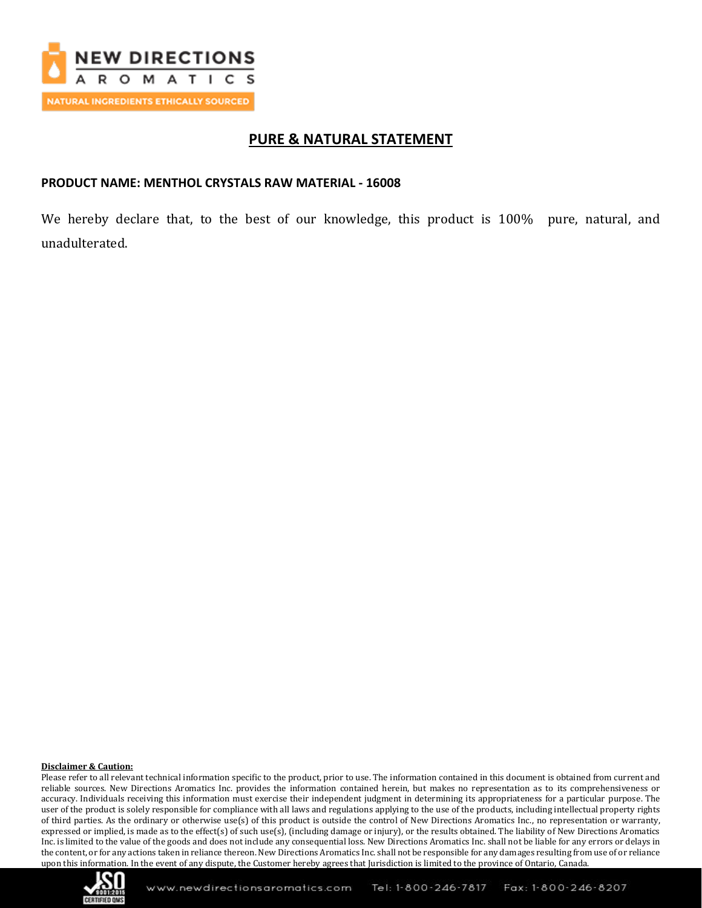## PURE & NATURAL STATEMENT

**PRODUCT NAME: MENTHOL CRYSTALS RAW MATERIAL - 16008**

We hereby declare that, to the best of our knowledge, this product is 100% pure, natural, and unadulterated.

**Disclaimer & Caution:**

Please refer to all relevant technical information specific to the product, prior to use. The information contained in this document is obtained from current and reliable sources. New Directions Aromatics Inc. provides the information contained herein, but makes no representation as to its comprehensiveness or accuracy. Individuals receiving this information must exercise their independent judgment in determining its appropriateness for a particular purpose. The user of the product is solely responsible for compliance with all laws and regulations applying to the use of the products, including intellectual property rights of third parties. As the ordinary or otherwise use(s) of this product is outside the control of New Directions Aromatics Inc., no representation or warranty, expressed or implied, is made as to the effect(s) of such use(s), (including damage or injury), or the results obtained. The liability of New Directions Aromatics Inc. is limited to the value of the goods and does not include any consequential loss. New Directions Aromatics Inc. shall not be liable for any errors or delays in the content, or for any actions taken in reliance thereon. New Directions Aromatics Inc. shall not be responsible for any damages resulting from use of or reliance upon this information. In the event of any dispute, the Customer hereby agrees that Jurisdiction is limited to the province of Ontario, Canada.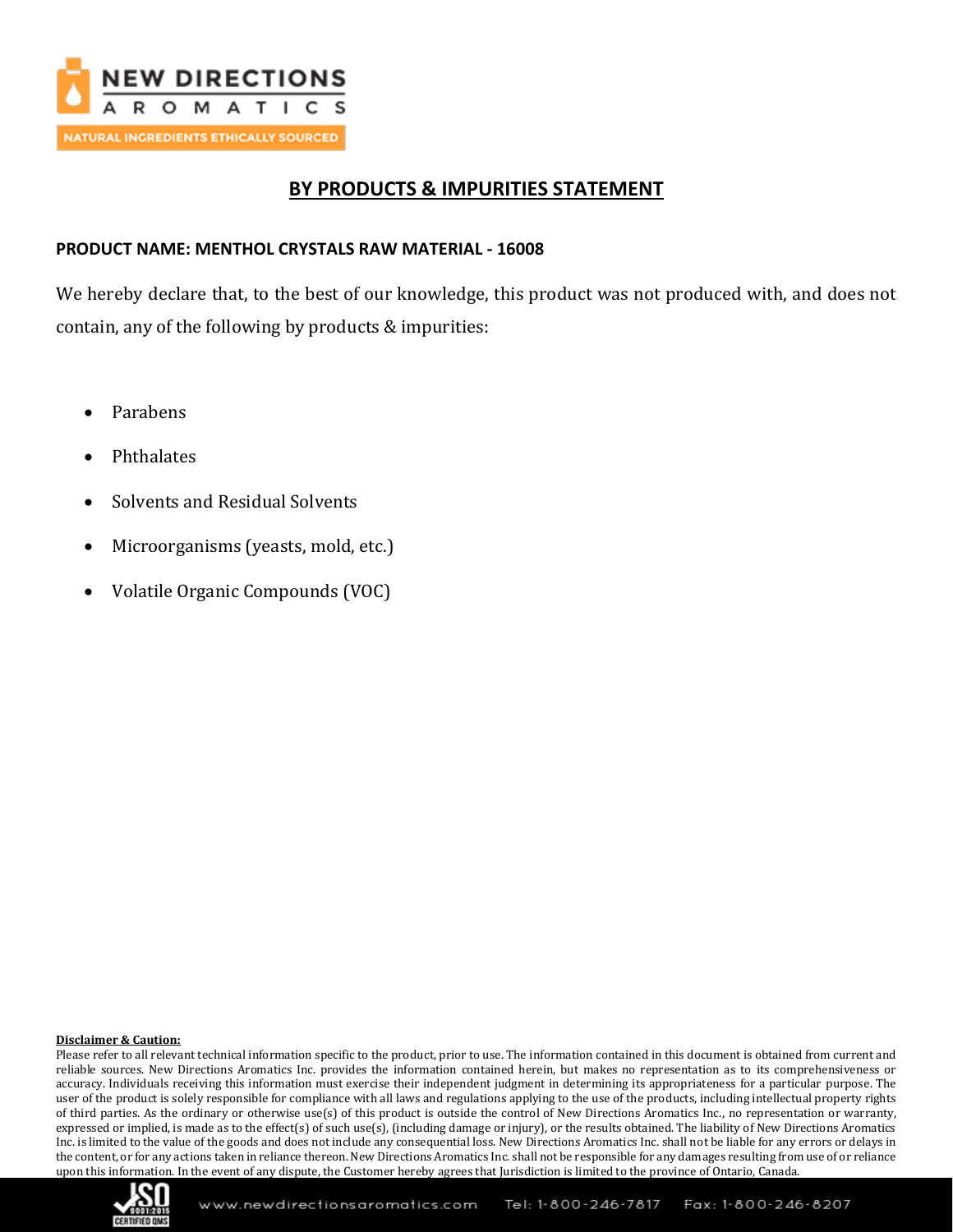## BY PRODUCTS & IMPURITIES STATEMENT

**PRODUCT NAME: MENTHOL CRYSTALS RAW MATERIAL - 16008**

We hereby declare that, to the best of our knowledge, this product was not produced with, and does not contain, any of the following by products & impurities:

- Parabens
- Phthalates
- Solvents and Residual Solvents
- Microorganisms (yeasts, mold, etc.)
- Volatile Organic Compounds (VOC)

**Disclaimer & Caution:**

Please refer to all relevant technical information specific to the product, prior to use. The information contained in this document is obtained from current and reliable sources. New Directions Aromatics Inc. provides the information contained herein, but makes no representation as to its comprehensiveness or accuracy. Individuals receiving this information must exercise their independent judgment in determining its appropriateness for a particular purpose. The user of the product is solely responsible for compliance with all laws and regulations applying to the use of the products, including intellectual property rights of third parties. As the ordinary or otherwise use(s) of this product is outside the control of New Directions Aromatics Inc., no representation or warranty, expressed or implied, is made as to the effect(s) of such use(s), (including damage or injury), or the results obtained. The liability of New Directions Aromatics Inc. is limited to the value of the goods and does not include any consequential loss. New Directions Aromatics Inc. shall not be liable for any errors or delays in the content, or for any actions taken in reliance thereon. New Directions Aromatics Inc. shall not be responsible for any damages resulting from use of or reliance upon this information. In the event of any dispute, the Customer hereby agrees that Jurisdiction is limited to the province of Ontario, Canada.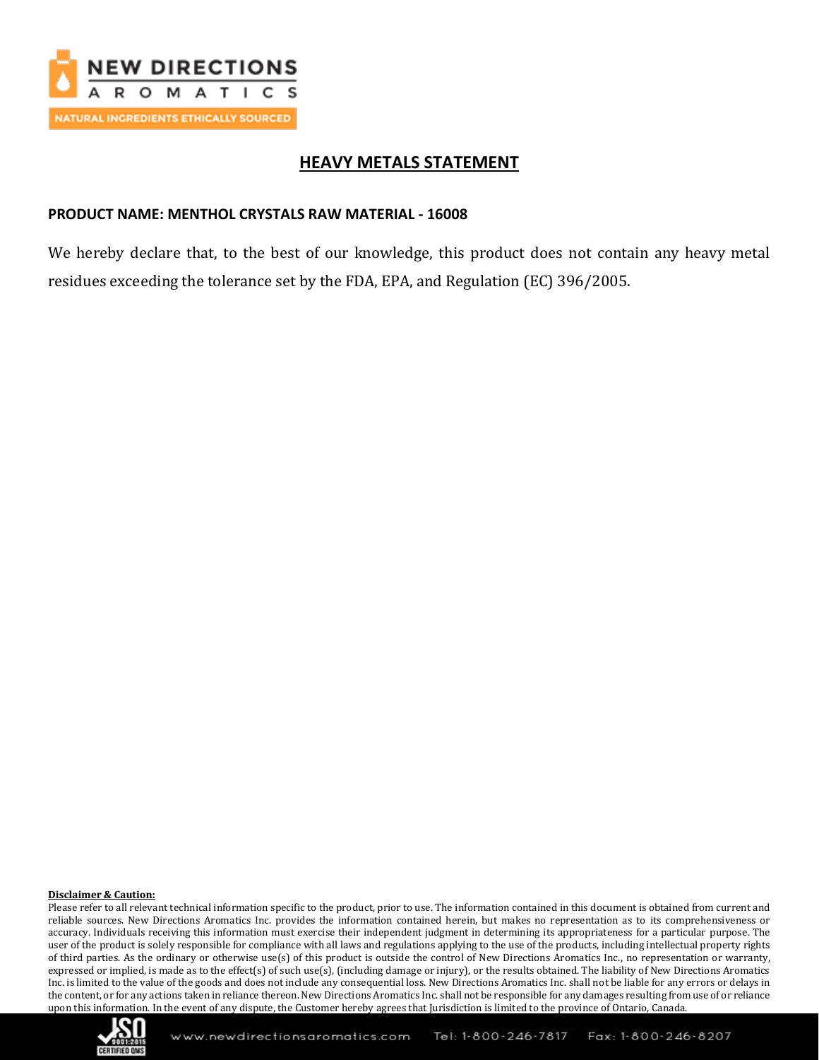# HEAVY METALS STATEMENT

**PRODUCT NAME: MENTHOL CRYSTALS RAW MATERIAL - 16008**

We hereby declare that, to the best of our knowledge, this product does not contain any heavy metal residues exceeding the tolerance set by the FDA, EPA, and Regulation (EC) 396/2005.

**Disclaimer & Caution:**

Please refer to all relevant technical information specific to the product, prior to use. The information contained in this document is obtained from current and reliable sources. New Directions Aromatics Inc. provides the information contained herein, but makes no representation as to its comprehensiveness or accuracy. Individuals receiving this information must exercise their independent judgment in determining its appropriateness for a particular purpose. The user of the product is solely responsible for compliance with all laws and regulations applying to the use of the products, including intellectual property rights of third parties. As the ordinary or otherwise use(s) of this product is outside the control of New Directions Aromatics Inc., no representation or warranty, expressed or implied, is made as to the effect(s) of such use(s), (including damage or injury), or the results obtained. The liability of New Directions Aromatics Inc. is limited to the value of the goods and does not include any consequential loss. New Directions Aromatics Inc. shall not be liable for any errors or delays in the content, or for any actions taken in reliance thereon. New Directions Aromatics Inc. shall not be responsible for any damages resulting from use of or reliance upon this information. In the event of any dispute, the Customer hereby agrees that Jurisdiction is limited to the province of Ontario, Canada.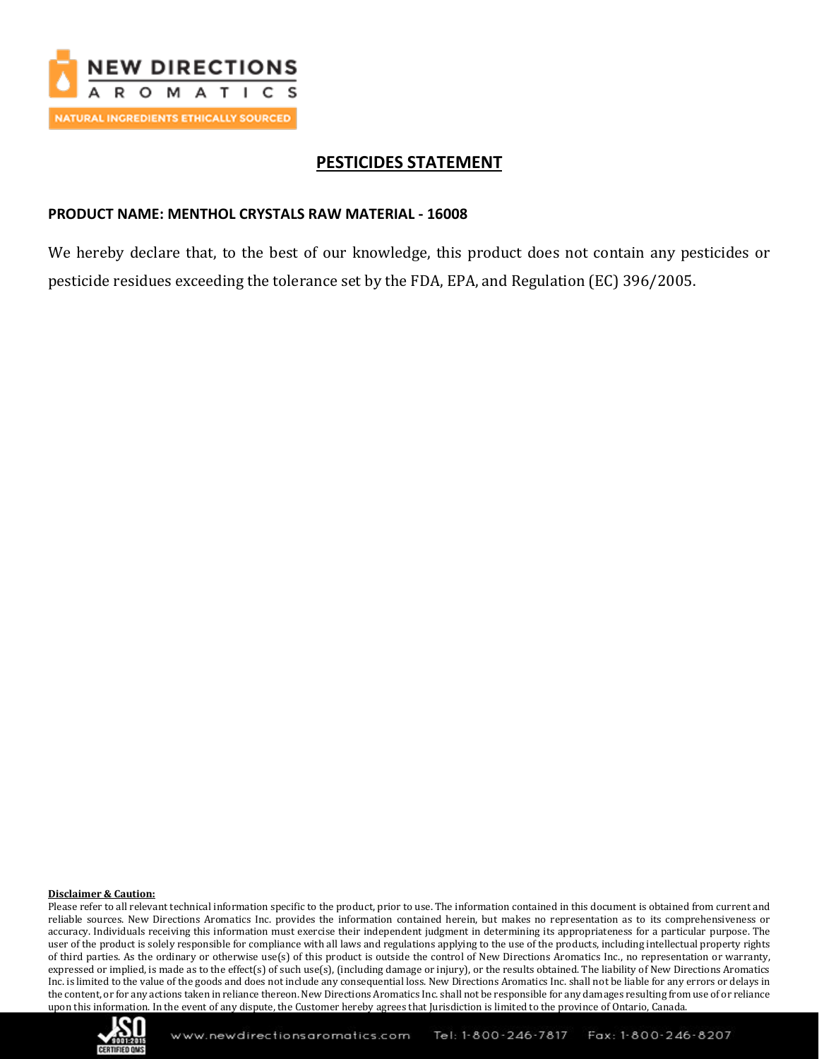# PESTICIDES STATEMENT

**PRODUCT NAME: MENTHOL CRYSTALS RAW MATERIAL - 16008**

We hereby declare that, to the best of our knowledge, this product does not contain any pesticides or pesticide residues exceeding the tolerance set by the FDA, EPA, and Regulation (EC) 396/2005.

**Disclaimer & Caution:**

Please refer to all relevant technical information specific to the product, prior to use. The information contained in this document is obtained from current and reliable sources. New Directions Aromatics Inc. provides the information contained herein, but makes no representation as to its comprehensiveness or accuracy. Individuals receiving this information must exercise their independent judgment in determining its appropriateness for a particular purpose. The user of the product is solely responsible for compliance with all laws and regulations applying to the use of the products, including intellectual property rights of third parties. As the ordinary or otherwise use(s) of this product is outside the control of New Directions Aromatics Inc., no representation or warranty, expressed or implied, is made as to the effect(s) of such use(s), (including damage or injury), or the results obtained. The liability of New Directions Aromatics Inc. is limited to the value of the goods and does not include any consequential loss. New Directions Aromatics Inc. shall not be liable for any errors or delays in the content, or for any actions taken in reliance thereon. New Directions Aromatics Inc. shall not be responsible for any damages resulting from use of or reliance upon this information. In the event of any dispute, the Customer hereby agrees that Jurisdiction is limited to the province of Ontario, Canada.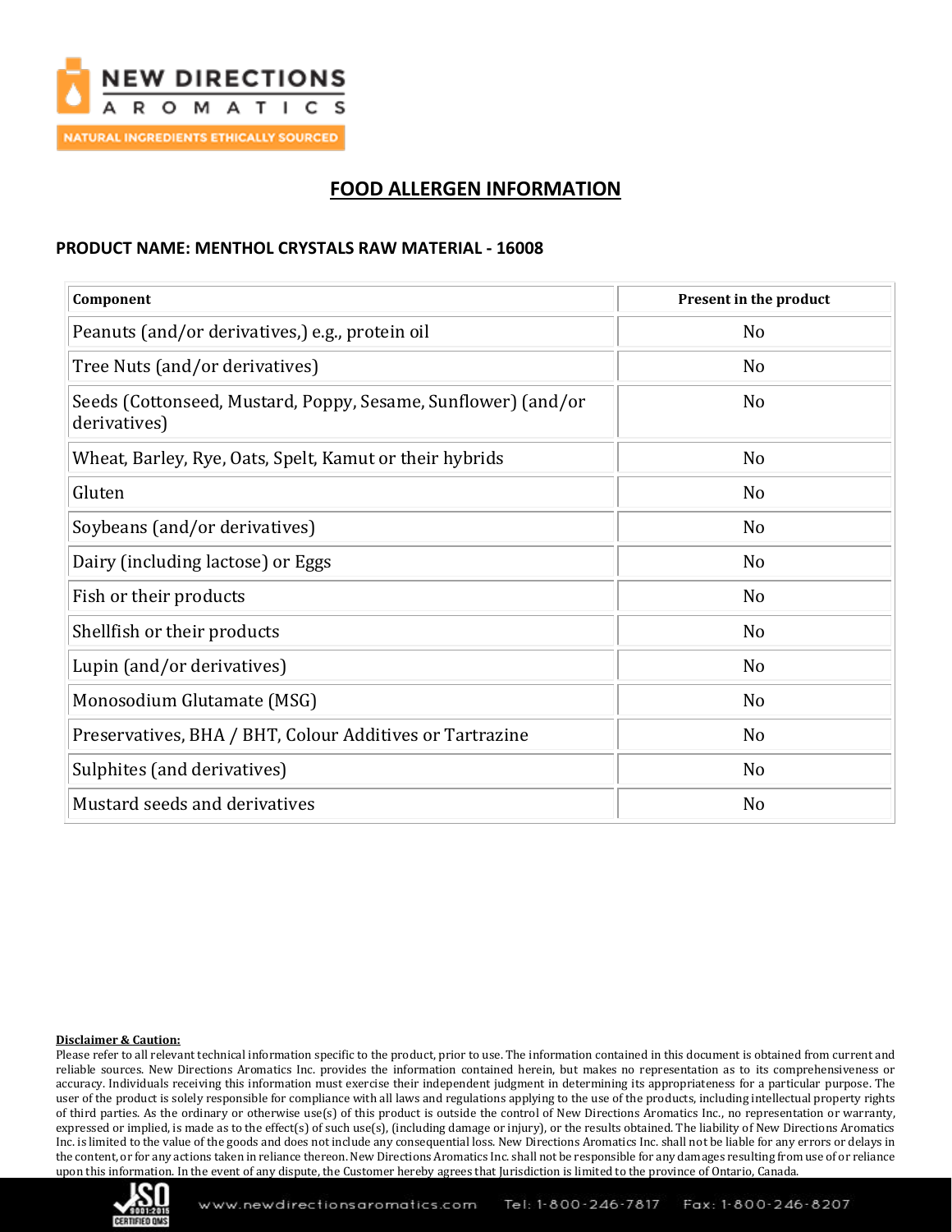# FOOD ALLERGEN INFORMATION

**PRODUCT NAME: MENTHOL CRYSTALS RAW MATERIAL - 16008**

| Component | Present in the product |
|---|---|
| Peanuts (and/or derivatives,) e.g., protein oil | No |
| Tree Nuts (and/or derivatives) | No |
| Seeds (Cottonseed, Mustard, Poppy, Sesame, Sunflower) (and/or derivatives) | No |
| Wheat, Barley, Rye, Oats, Spelt, Kamut or their hybrids | No |
| Gluten | No |
| Soybeans (and/or derivatives) | No |
| Dairy (including lactose) or Eggs | No |
| Fish or their products | No |
| Shellfish or their products | No |
| Lupin (and/or derivatives) | No |
| Monosodium Glutamate (MSG) | No |
| Preservatives, BHA / BHT, Colour Additives or Tartrazine | No |
| Sulphites (and derivatives) | No |
| Mustard seeds and derivatives | No |

**Disclaimer & Caution:**

Please refer to all relevant technical information specific to the product, prior to use. The information contained in this document is obtained from current and reliable sources. New Directions Aromatics Inc. provides the information contained herein, but makes no representation as to its comprehensiveness or accuracy. Individuals receiving this information must exercise their independent judgment in determining its appropriateness for a particular purpose. The user of the product is solely responsible for compliance with all laws and regulations applying to the use of the products, including intellectual property rights of third parties. As the ordinary or otherwise use(s) of this product is outside the control of New Directions Aromatics Inc., no representation or warranty, expressed or implied, is made as to the effect(s) of such use(s), (including damage or injury), or the results obtained. The liability of New Directions Aromatics Inc. is limited to the value of the goods and does not include any consequential loss. New Directions Aromatics Inc. shall not be liable for any errors or delays in the content, or for any actions taken in reliance thereon. New Directions Aromatics Inc. shall not be responsible for any damages resulting from use of or reliance upon this information. In the event of any dispute, the Customer hereby agrees that Jurisdiction is limited to the province of Ontario, Canada.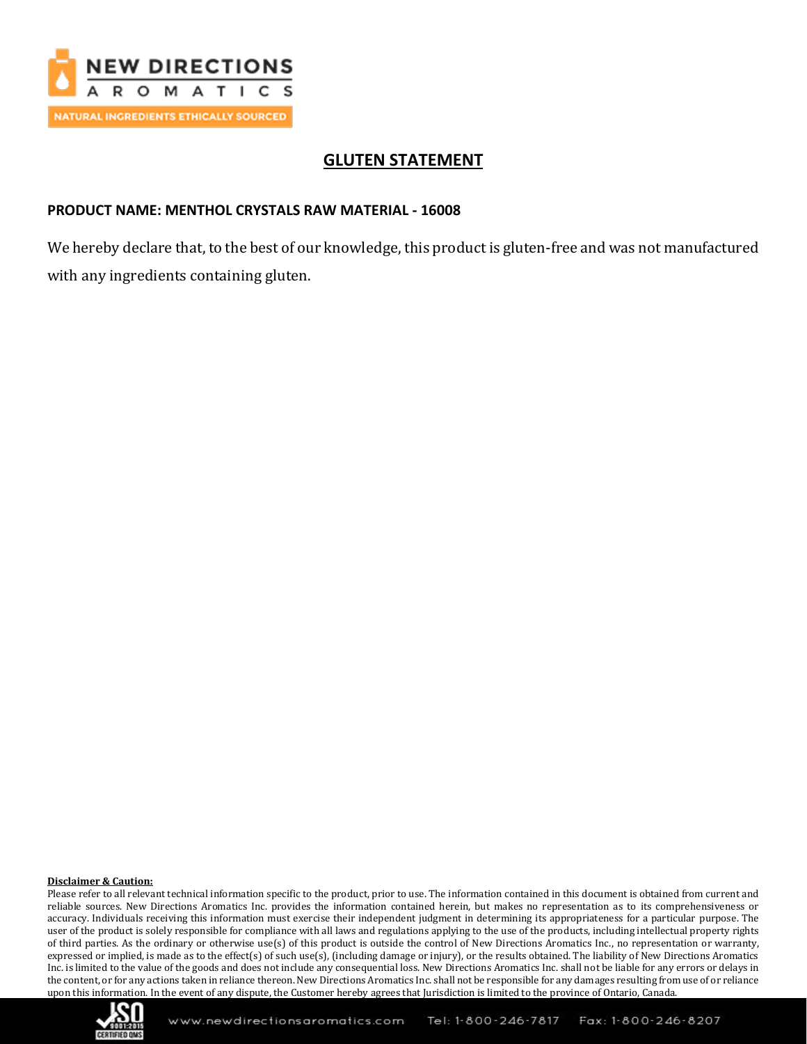# GLUTEN STATEMENT

**PRODUCT NAME: MENTHOL CRYSTALS RAW MATERIAL - 16008**

We hereby declare that, to the best of our knowledge, this product is gluten-free and was not manufactured with any ingredients containing gluten.

**Disclaimer & Caution:**

Please refer to all relevant technical information specific to the product, prior to use. The information contained in this document is obtained from current and reliable sources. New Directions Aromatics Inc. provides the information contained herein, but makes no representation as to its comprehensiveness or accuracy. Individuals receiving this information must exercise their independent judgment in determining its appropriateness for a particular purpose. The user of the product is solely responsible for compliance with all laws and regulations applying to the use of the products, including intellectual property rights of third parties. As the ordinary or otherwise use(s) of this product is outside the control of New Directions Aromatics Inc., no representation or warranty, expressed or implied, is made as to the effect(s) of such use(s), (including damage or injury), or the results obtained. The liability of New Directions Aromatics Inc. is limited to the value of the goods and does not include any consequential loss. New Directions Aromatics Inc. shall not be liable for any errors or delays in the content, or for any actions taken in reliance thereon. New Directions Aromatics Inc. shall not be responsible for any damages resulting from use of or reliance upon this information. In the event of any dispute, the Customer hereby agrees that Jurisdiction is limited to the province of Ontario, Canada.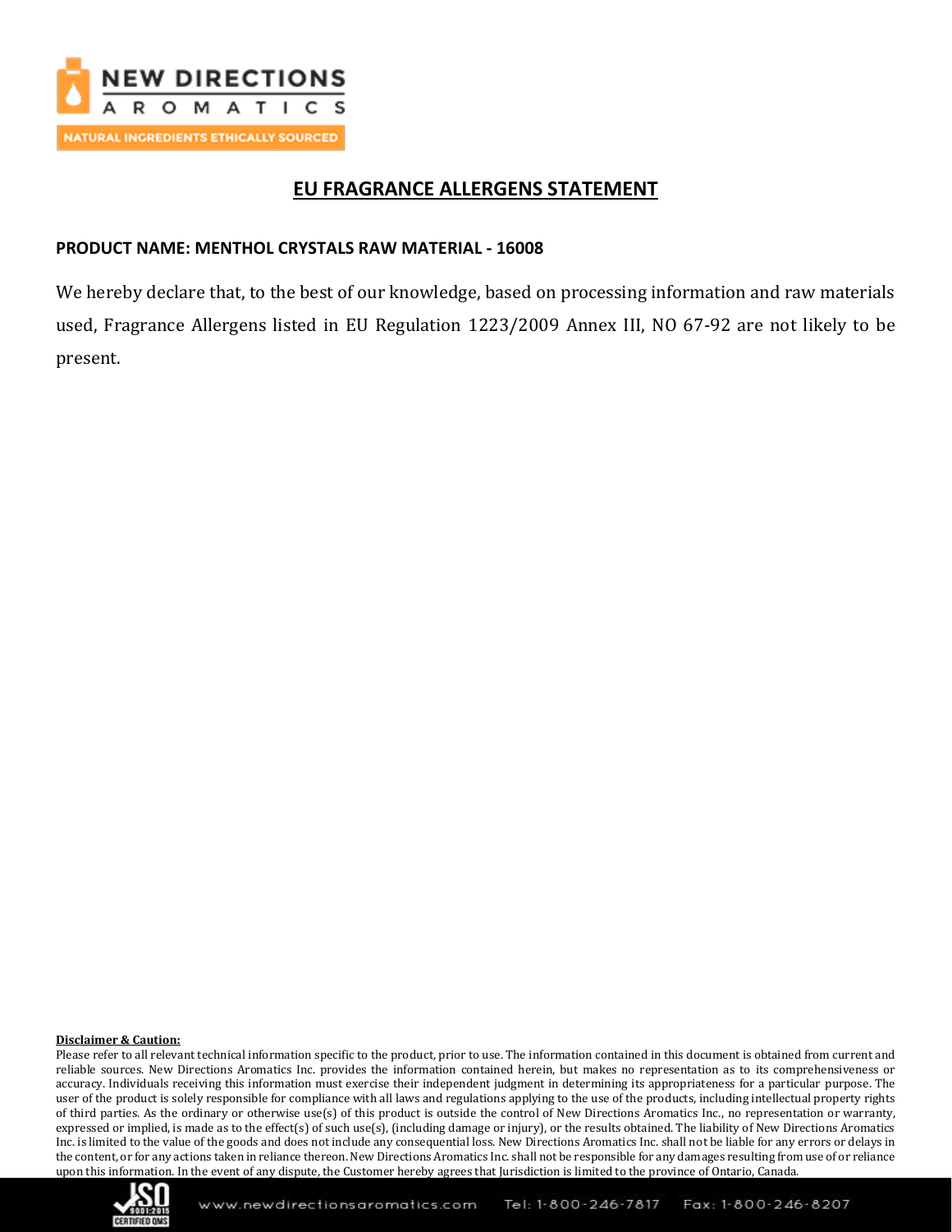# EU FRAGRANCE ALLERGENS STATEMENT

**PRODUCT NAME: MENTHOL CRYSTALS RAW MATERIAL - 16008**

We hereby declare that, to the best of our knowledge, based on processing information and raw materials used, Fragrance Allergens listed in EU Regulation 1223/2009 Annex III, NO 67-92 are not likely to be present.

**Disclaimer & Caution:**

Please refer to all relevant technical information specific to the product, prior to use. The information contained in this document is obtained from current and reliable sources. New Directions Aromatics Inc. provides the information contained herein, but makes no representation as to its comprehensiveness or accuracy. Individuals receiving this information must exercise their independent judgment in determining its appropriateness for a particular purpose. The user of the product is solely responsible for compliance with all laws and regulations applying to the use of the products, including intellectual property rights of third parties. As the ordinary or otherwise use(s) of this product is outside the control of New Directions Aromatics Inc., no representation or warranty, expressed or implied, is made as to the effect(s) of such use(s), (including damage or injury), or the results obtained. The liability of New Directions Aromatics Inc. is limited to the value of the goods and does not include any consequential loss. New Directions Aromatics Inc. shall not be liable for any errors or delays in the content, or for any actions taken in reliance thereon. New Directions Aromatics Inc. shall not be responsible for any damages resulting from use of or reliance upon this information. In the event of any dispute, the Customer hereby agrees that Jurisdiction is limited to the province of Ontario, Canada.

www.newdirectionsaromatics.com Tel: 1-800-246-7817 Fax: 1-800-246-8207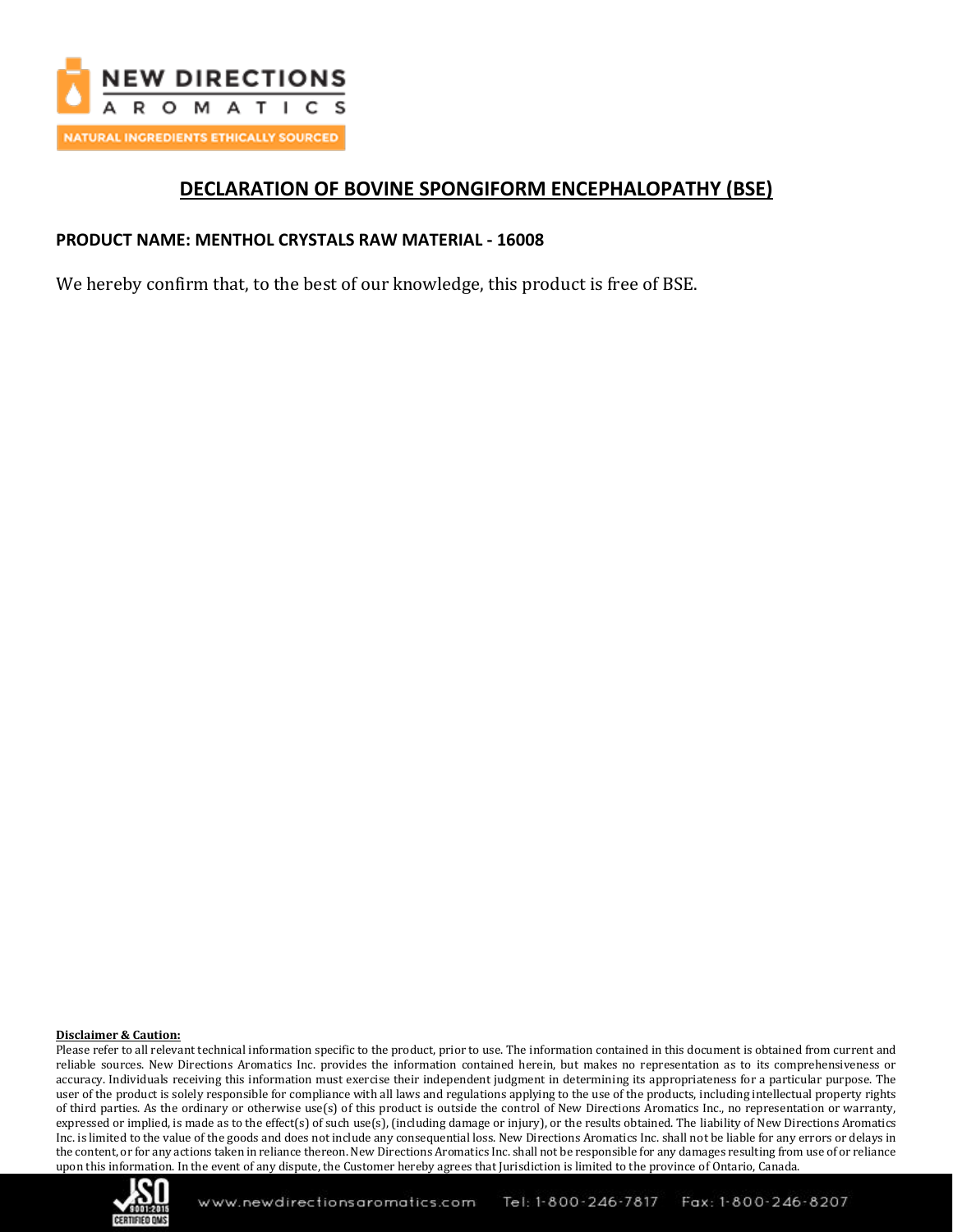## DECLARATION OF BOVINE SPONGIFORM ENCEPHALOPATHY (BSE)

**PRODUCT NAME: MENTHOL CRYSTALS RAW MATERIAL - 16008**

We hereby confirm that, to the best of our knowledge, this product is free of BSE.

**Disclaimer & Caution:**

Please refer to all relevant technical information specific to the product, prior to use. The information contained in this document is obtained from current and reliable sources. New Directions Aromatics Inc. provides the information contained herein, but makes no representation as to its comprehensiveness or accuracy. Individuals receiving this information must exercise their independent judgment in determining its appropriateness for a particular purpose. The user of the product is solely responsible for compliance with all laws and regulations applying to the use of the products, including intellectual property rights of third parties. As the ordinary or otherwise use(s) of this product is outside the control of New Directions Aromatics Inc., no representation or warranty, expressed or implied, is made as to the effect(s) of such use(s), (including damage or injury), or the results obtained. The liability of New Directions Aromatics Inc. is limited to the value of the goods and does not include any consequential loss. New Directions Aromatics Inc. shall not be liable for any errors or delays in the content, or for any actions taken in reliance thereon. New Directions Aromatics Inc. shall not be responsible for any damages resulting from use of or reliance upon this information. In the event of any dispute, the Customer hereby agrees that Jurisdiction is limited to the province of Ontario, Canada.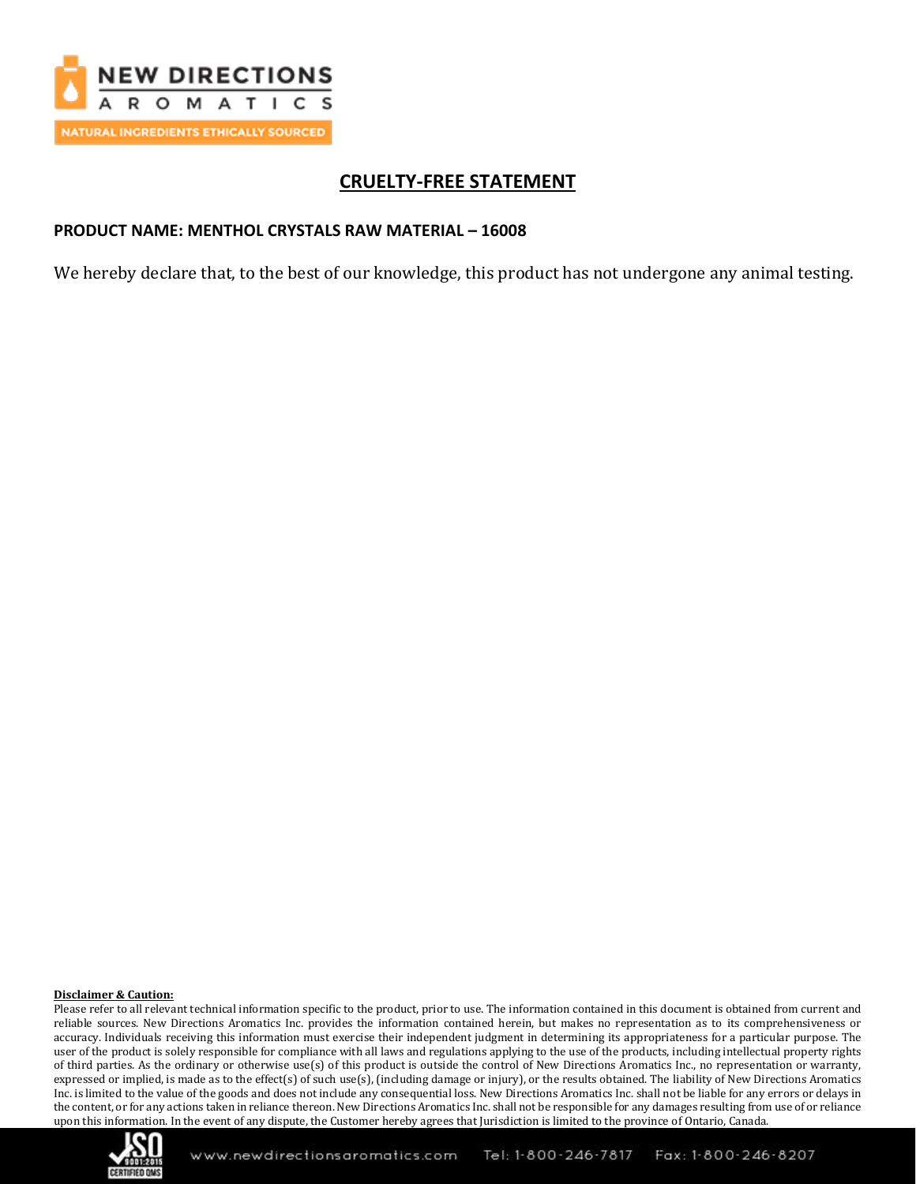## CRUELTY-FREE STATEMENT

**PRODUCT NAME: MENTHOL CRYSTALS RAW MATERIAL – 16008**

We hereby declare that, to the best of our knowledge, this product has not undergone any animal testing.

**Disclaimer & Caution:**

Please refer to all relevant technical information specific to the product, prior to use. The information contained in this document is obtained from current and reliable sources. New Directions Aromatics Inc. provides the information contained herein, but makes no representation as to its comprehensiveness or accuracy. Individuals receiving this information must exercise their independent judgment in determining its appropriateness for a particular purpose. The user of the product is solely responsible for compliance with all laws and regulations applying to the use of the products, including intellectual property rights of third parties. As the ordinary or otherwise use(s) of this product is outside the control of New Directions Aromatics Inc., no representation or warranty, expressed or implied, is made as to the effect(s) of such use(s), (including damage or injury), or the results obtained. The liability of New Directions Aromatics Inc. is limited to the value of the goods and does not include any consequential loss. New Directions Aromatics Inc. shall not be liable for any errors or delays in the content, or for any actions taken in reliance thereon. New Directions Aromatics Inc. shall not be responsible for any damages resulting from use of or reliance upon this information. In the event of any dispute, the Customer hereby agrees that Jurisdiction is limited to the province of Ontario, Canada.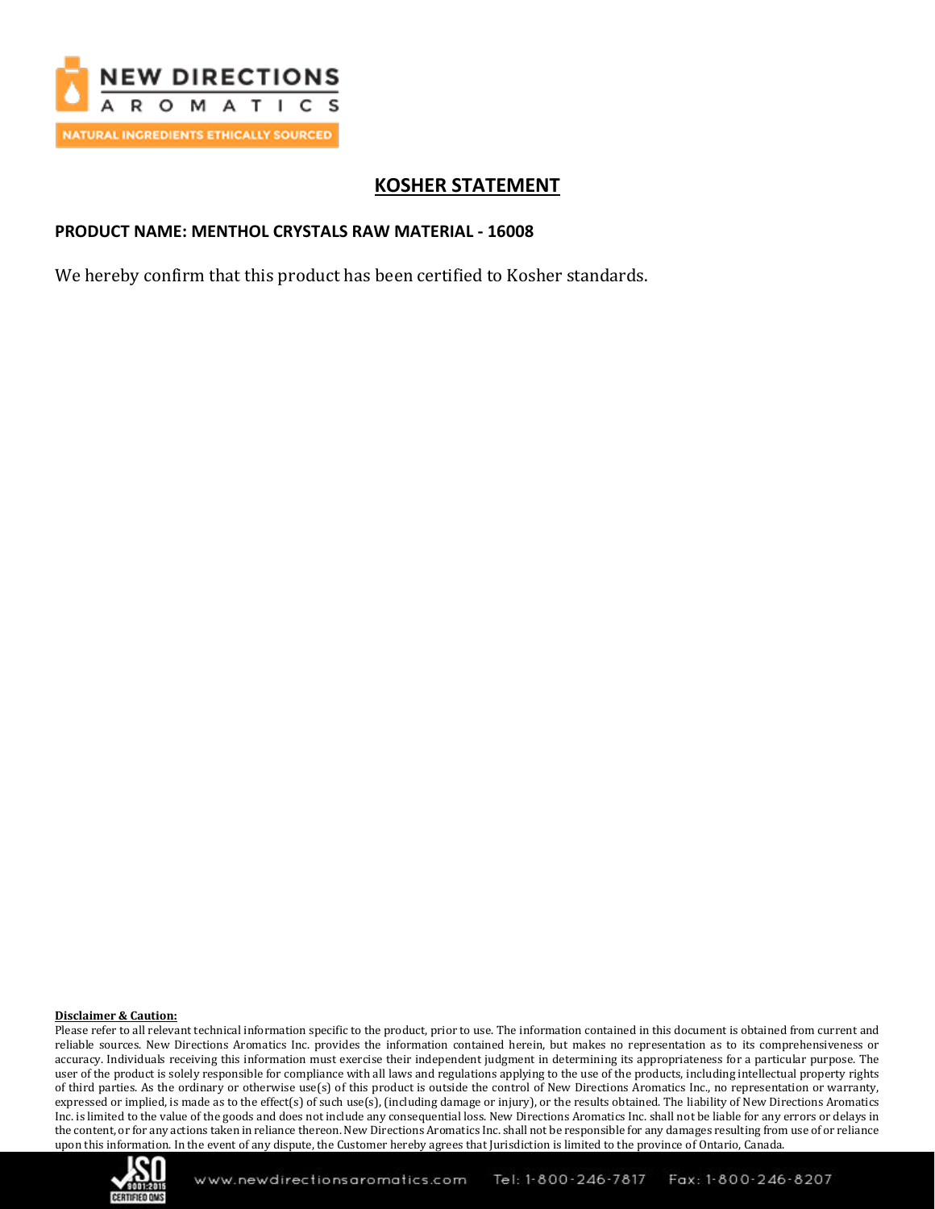# KOSHER STATEMENT

**PRODUCT NAME: MENTHOL CRYSTALS RAW MATERIAL - 16008**

We hereby confirm that this product has been certified to Kosher standards.

**Disclaimer & Caution:**

Please refer to all relevant technical information specific to the product, prior to use. The information contained in this document is obtained from current and reliable sources. New Directions Aromatics Inc. provides the information contained herein, but makes no representation as to its comprehensiveness or accuracy. Individuals receiving this information must exercise their independent judgment in determining its appropriateness for a particular purpose. The user of the product is solely responsible for compliance with all laws and regulations applying to the use of the products, including intellectual property rights of third parties. As the ordinary or otherwise use(s) of this product is outside the control of New Directions Aromatics Inc., no representation or warranty, expressed or implied, is made as to the effect(s) of such use(s), (including damage or injury), or the results obtained. The liability of New Directions Aromatics Inc. is limited to the value of the goods and does not include any consequential loss. New Directions Aromatics Inc. shall not be liable for any errors or delays in the content, or for any actions taken in reliance thereon. New Directions Aromatics Inc. shall not be responsible for any damages resulting from use of or reliance upon this information. In the event of any dispute, the Customer hereby agrees that Jurisdiction is limited to the province of Ontario, Canada.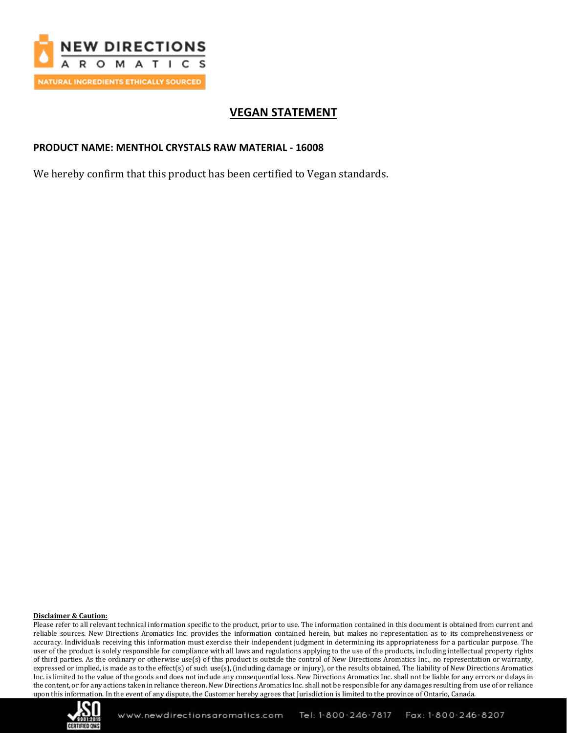# VEGAN STATEMENT

**PRODUCT NAME: MENTHOL CRYSTALS RAW MATERIAL - 16008**

We hereby confirm that this product has been certified to Vegan standards.

**Disclaimer & Caution:**

Please refer to all relevant technical information specific to the product, prior to use. The information contained in this document is obtained from current and reliable sources. New Directions Aromatics Inc. provides the information contained herein, but makes no representation as to its comprehensiveness or accuracy. Individuals receiving this information must exercise their independent judgment in determining its appropriateness for a particular purpose. The user of the product is solely responsible for compliance with all laws and regulations applying to the use of the products, including intellectual property rights of third parties. As the ordinary or otherwise use(s) of this product is outside the control of New Directions Aromatics Inc., no representation or warranty, expressed or implied, is made as to the effect(s) of such use(s), (including damage or injury), or the results obtained. The liability of New Directions Aromatics Inc. is limited to the value of the goods and does not include any consequential loss. New Directions Aromatics Inc. shall not be liable for any errors or delays in the content, or for any actions taken in reliance thereon. New Directions Aromatics Inc. shall not be responsible for any damages resulting from use of or reliance upon this information. In the event of any dispute, the Customer hereby agrees that Jurisdiction is limited to the province of Ontario, Canada.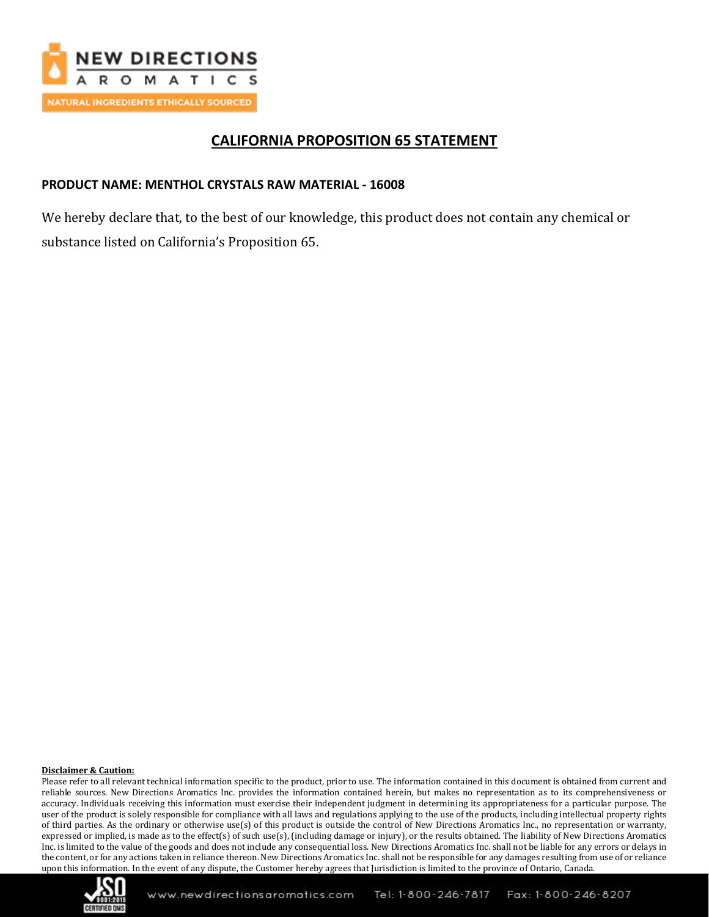# CALIFORNIA PROPOSITION 65 STATEMENT

**PRODUCT NAME: MENTHOL CRYSTALS RAW MATERIAL - 16008**

We hereby declare that, to the best of our knowledge, this product does not contain any chemical or substance listed on California's Proposition 65.

**Disclaimer & Caution:**

Please refer to all relevant technical information specific to the product, prior to use. The information contained in this document is obtained from current and reliable sources. New Directions Aromatics Inc. provides the information contained herein, but makes no representation as to its comprehensiveness or accuracy. Individuals receiving this information must exercise their independent judgment in determining its appropriateness for a particular purpose. The user of the product is solely responsible for compliance with all laws and regulations applying to the use of the products, including intellectual property rights of third parties. As the ordinary or otherwise use(s) of this product is outside the control of New Directions Aromatics Inc., no representation or warranty, expressed or implied, is made as to the effect(s) of such use(s), (including damage or injury), or the results obtained. The liability of New Directions Aromatics Inc. is limited to the value of the goods and does not include any consequential loss. New Directions Aromatics Inc. shall not be liable for any errors or delays in the content, or for any actions taken in reliance thereon. New Directions Aromatics Inc. shall not be responsible for any damages resulting from use of or reliance upon this information. In the event of any dispute, the Customer hereby agrees that Jurisdiction is limited to the province of Ontario, Canada.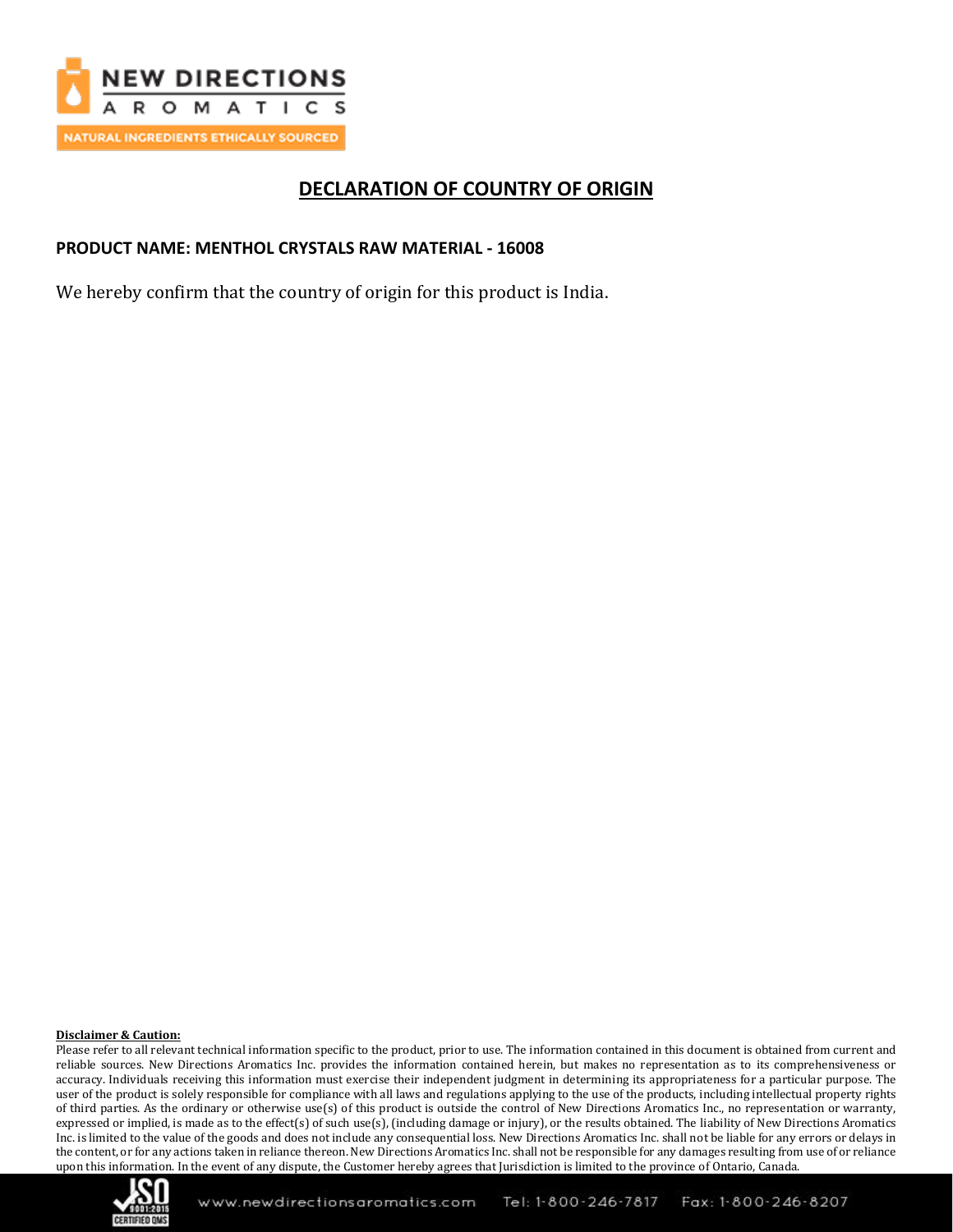# DECLARATION OF COUNTRY OF ORIGIN

**PRODUCT NAME: MENTHOL CRYSTALS RAW MATERIAL - 16008**

We hereby confirm that the country of origin for this product is India.

**Disclaimer & Caution:**

Please refer to all relevant technical information specific to the product, prior to use. The information contained in this document is obtained from current and reliable sources. New Directions Aromatics Inc. provides the information contained herein, but makes no representation as to its comprehensiveness or accuracy. Individuals receiving this information must exercise their independent judgment in determining its appropriateness for a particular purpose. The user of the product is solely responsible for compliance with all laws and regulations applying to the use of the products, including intellectual property rights of third parties. As the ordinary or otherwise use(s) of this product is outside the control of New Directions Aromatics Inc., no representation or warranty, expressed or implied, is made as to the effect(s) of such use(s), (including damage or injury), or the results obtained. The liability of New Directions Aromatics Inc. is limited to the value of the goods and does not include any consequential loss. New Directions Aromatics Inc. shall not be liable for any errors or delays in the content, or for any actions taken in reliance thereon. New Directions Aromatics Inc. shall not be responsible for any damages resulting from use of or reliance upon this information. In the event of any dispute, the Customer hereby agrees that Jurisdiction is limited to the province of Ontario, Canada.